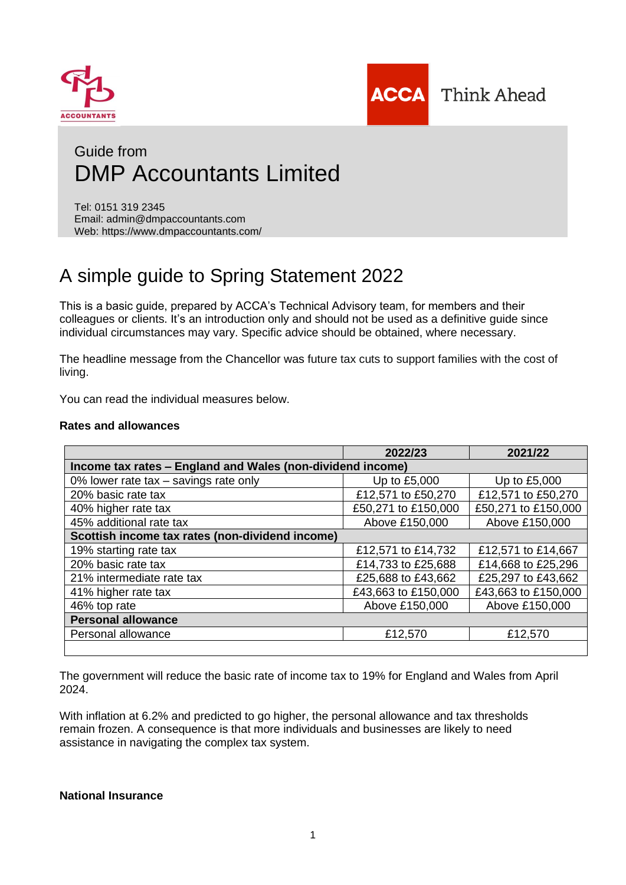Guide from

# DMP Accountants Limited

Tel: 0151 319 2345
Email: admin@dmpaccountants.com
Web: https://www.dmpaccountants.com/

# A simple guide to Spring Statement 2022

This is a basic guide, prepared by ACCA's Technical Advisory team, for members and their colleagues or clients. It's an introduction only and should not be used as a definitive guide since individual circumstances may vary. Specific advice should be obtained, where necessary.

The headline message from the Chancellor was future tax cuts to support families with the cost of living.

You can read the individual measures below.

**Rates and allowances**

| | **2022/23** | **2021/22** |
|---|---|---|
| **Income tax rates – England and Wales (non-dividend income)** | | |
| 0% lower rate tax – savings rate only | Up to £5,000 | Up to £5,000 |
| 20% basic rate tax | £12,571 to £50,270 | £12,571 to £50,270 |
| 40% higher rate tax | £50,271 to £150,000 | £50,271 to £150,000 |
| 45% additional rate tax | Above £150,000 | Above £150,000 |
| **Scottish income tax rates (non-dividend income)** | | |
| 19% starting rate tax | £12,571 to £14,732 | £12,571 to £14,667 |
| 20% basic rate tax | £14,733 to £25,688 | £14,668 to £25,296 |
| 21% intermediate rate tax | £25,688 to £43,662 | £25,297 to £43,662 |
| 41% higher rate tax | £43,663 to £150,000 | £43,663 to £150,000 |
| 46% top rate | Above £150,000 | Above £150,000 |
| **Personal allowance** | | |
| Personal allowance | £12,570 | £12,570 |

The government will reduce the basic rate of income tax to 19% for England and Wales from April 2024.

With inflation at 6.2% and predicted to go higher, the personal allowance and tax thresholds remain frozen. A consequence is that more individuals and businesses are likely to need assistance in navigating the complex tax system.

**National Insurance**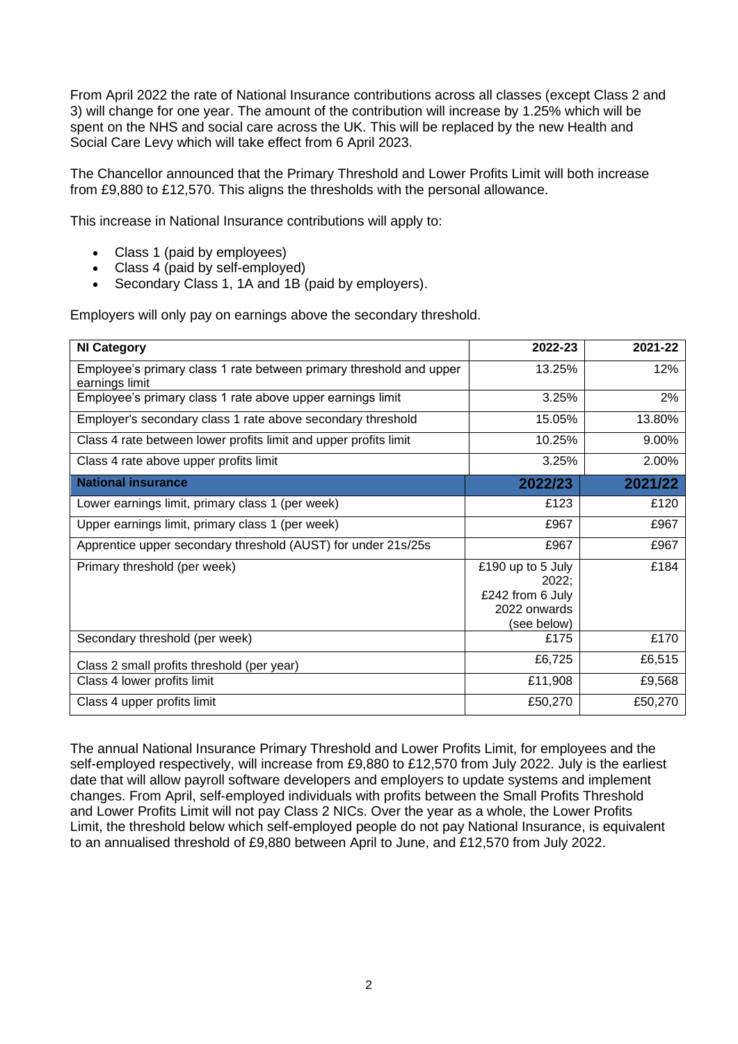From April 2022 the rate of National Insurance contributions across all classes (except Class 2 and 3) will change for one year. The amount of the contribution will increase by 1.25% which will be spent on the NHS and social care across the UK. This will be replaced by the new Health and Social Care Levy which will take effect from 6 April 2023.

The Chancellor announced that the Primary Threshold and Lower Profits Limit will both increase from £9,880 to £12,570. This aligns the thresholds with the personal allowance.

This increase in National Insurance contributions will apply to:

- Class 1 (paid by employees)
- Class 4 (paid by self-employed)
- Secondary Class 1, 1A and 1B (paid by employers).

Employers will only pay on earnings above the secondary threshold.

| NI Category | 2022-23 | 2021-22 |
|---|---|---|
| Employee's primary class 1 rate between primary threshold and upper earnings limit | 13.25% | 12% |
| Employee's primary class 1 rate above upper earnings limit | 3.25% | 2% |
| Employer's secondary class 1 rate above secondary threshold | 15.05% | 13.80% |
| Class 4 rate between lower profits limit and upper profits limit | 10.25% | 9.00% |
| Class 4 rate above upper profits limit | 3.25% | 2.00% |
| **National insurance** | **2022/23** | **2021/22** |
| Lower earnings limit, primary class 1 (per week) | £123 | £120 |
| Upper earnings limit, primary class 1 (per week) | £967 | £967 |
| Apprentice upper secondary threshold (AUST) for under 21s/25s | £967 | £967 |
| Primary threshold (per week) | £190 up to 5 July 2022; £242 from 6 July 2022 onwards (see below) | £184 |
| Secondary threshold (per week) | £175 | £170 |
| Class 2 small profits threshold (per year) | £6,725 | £6,515 |
| Class 4 lower profits limit | £11,908 | £9,568 |
| Class 4 upper profits limit | £50,270 | £50,270 |

The annual National Insurance Primary Threshold and Lower Profits Limit, for employees and the self-employed respectively, will increase from £9,880 to £12,570 from July 2022. July is the earliest date that will allow payroll software developers and employers to update systems and implement changes. From April, self-employed individuals with profits between the Small Profits Threshold and Lower Profits Limit will not pay Class 2 NICs. Over the year as a whole, the Lower Profits Limit, the threshold below which self-employed people do not pay National Insurance, is equivalent to an annualised threshold of £9,880 between April to June, and £12,570 from July 2022.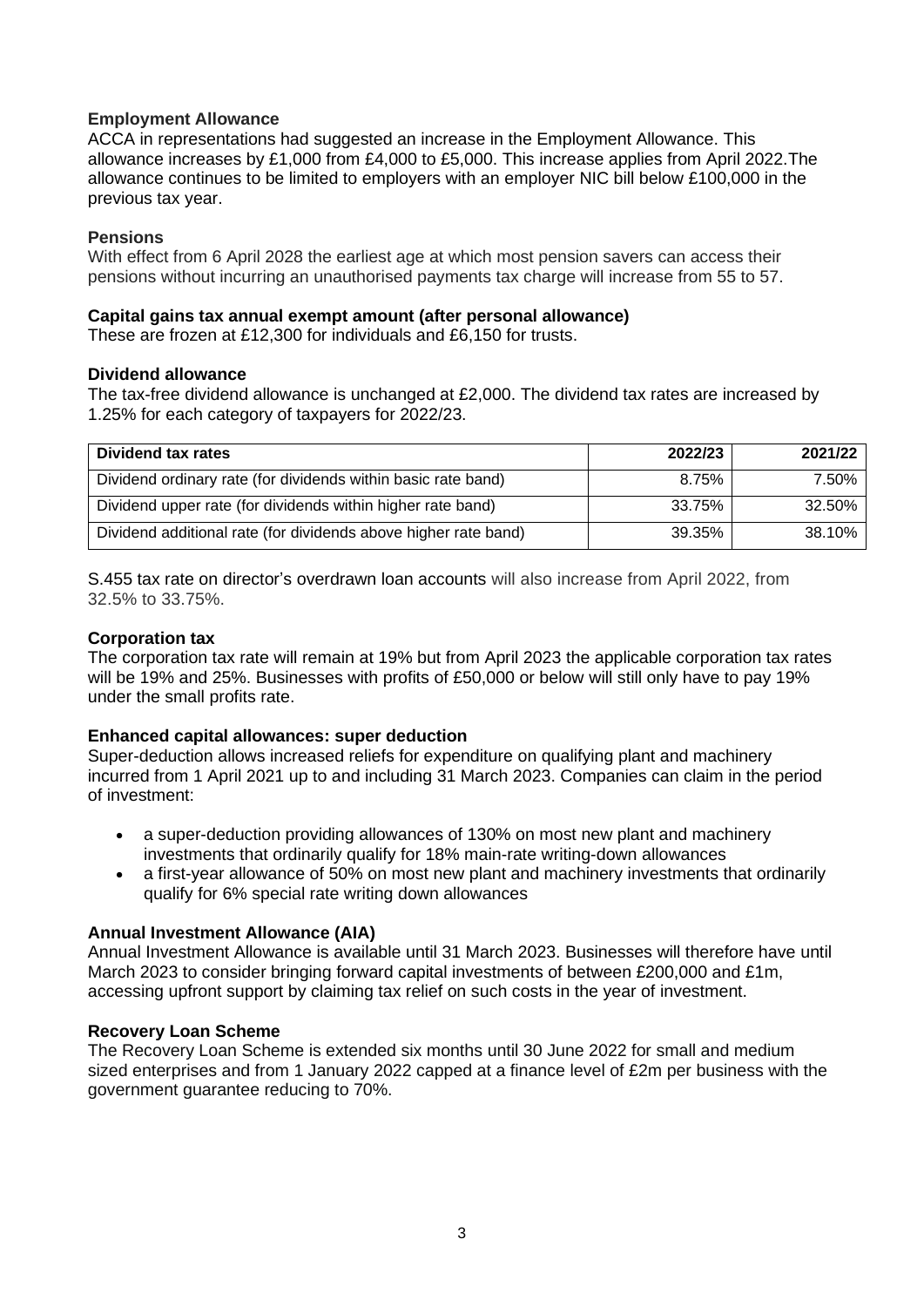### Employment Allowance

ACCA in representations had suggested an increase in the Employment Allowance. This allowance increases by £1,000 from £4,000 to £5,000. This increase applies from April 2022.The allowance continues to be limited to employers with an employer NIC bill below £100,000 in the previous tax year.

### Pensions

With effect from 6 April 2028 the earliest age at which most pension savers can access their pensions without incurring an unauthorised payments tax charge will increase from 55 to 57.

### Capital gains tax annual exempt amount (after personal allowance)

These are frozen at £12,300 for individuals and £6,150 for trusts.

### Dividend allowance

The tax-free dividend allowance is unchanged at £2,000. The dividend tax rates are increased by 1.25% for each category of taxpayers for 2022/23.

| Dividend tax rates | 2022/23 | 2021/22 |
| --- | ---: | ---: |
| Dividend ordinary rate (for dividends within basic rate band) | 8.75% | 7.50% |
| Dividend upper rate (for dividends within higher rate band) | 33.75% | 32.50% |
| Dividend additional rate (for dividends above higher rate band) | 39.35% | 38.10% |

S.455 tax rate on director's overdrawn loan accounts will also increase from April 2022, from 32.5% to 33.75%.

### Corporation tax

The corporation tax rate will remain at 19% but from April 2023 the applicable corporation tax rates will be 19% and 25%. Businesses with profits of £50,000 or below will still only have to pay 19% under the small profits rate.

### Enhanced capital allowances: super deduction

Super-deduction allows increased reliefs for expenditure on qualifying plant and machinery incurred from 1 April 2021 up to and including 31 March 2023. Companies can claim in the period of investment:

- a super-deduction providing allowances of 130% on most new plant and machinery investments that ordinarily qualify for 18% main-rate writing-down allowances
- a first-year allowance of 50% on most new plant and machinery investments that ordinarily qualify for 6% special rate writing down allowances

### Annual Investment Allowance (AIA)

Annual Investment Allowance is available until 31 March 2023. Businesses will therefore have until March 2023 to consider bringing forward capital investments of between £200,000 and £1m, accessing upfront support by claiming tax relief on such costs in the year of investment.

### Recovery Loan Scheme

The Recovery Loan Scheme is extended six months until 30 June 2022 for small and medium sized enterprises and from 1 January 2022 capped at a finance level of £2m per business with the government guarantee reducing to 70%.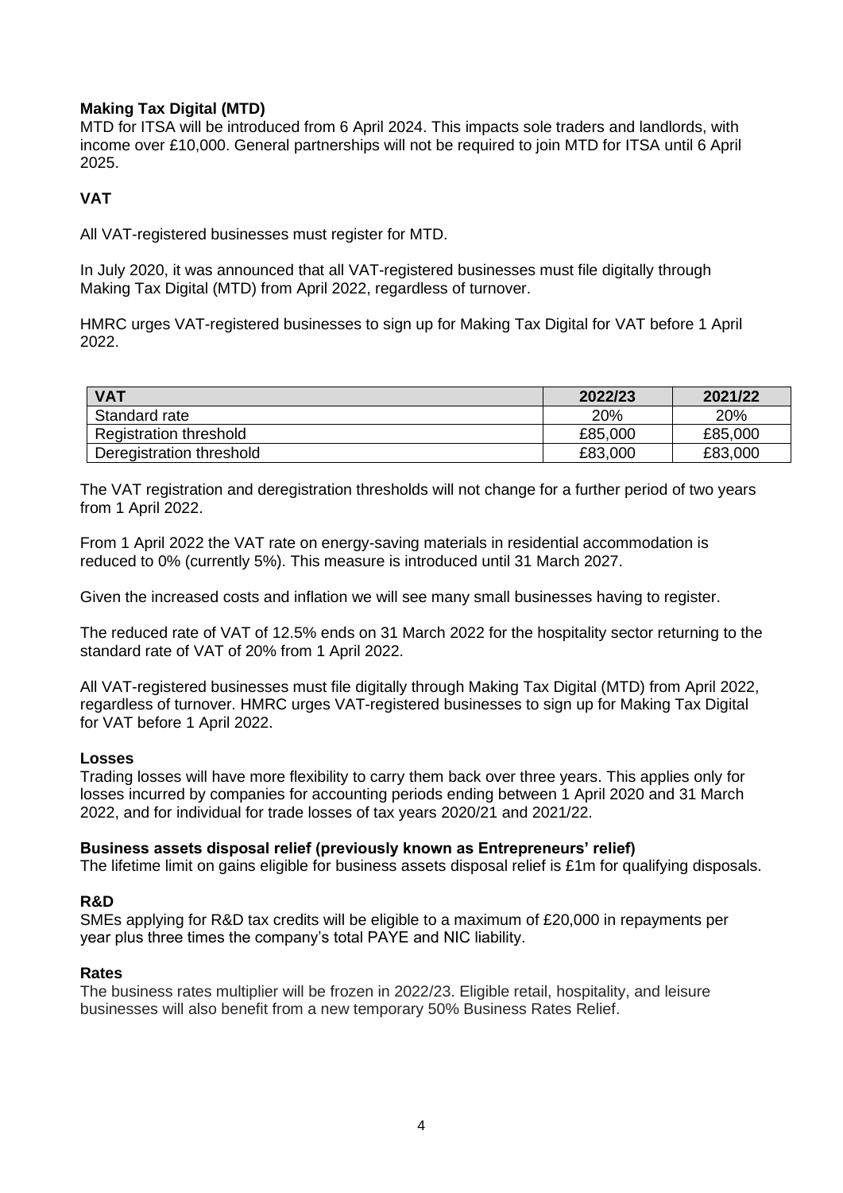### Making Tax Digital (MTD)

MTD for ITSA will be introduced from 6 April 2024. This impacts sole traders and landlords, with income over £10,000. General partnerships will not be required to join MTD for ITSA until 6 April 2025.

### VAT

All VAT-registered businesses must register for MTD.

In July 2020, it was announced that all VAT-registered businesses must file digitally through Making Tax Digital (MTD) from April 2022, regardless of turnover.

HMRC urges VAT-registered businesses to sign up for Making Tax Digital for VAT before 1 April 2022.

| VAT | 2022/23 | 2021/22 |
|---|---|---|
| Standard rate | 20% | 20% |
| Registration threshold | £85,000 | £85,000 |
| Deregistration threshold | £83,000 | £83,000 |

The VAT registration and deregistration thresholds will not change for a further period of two years from 1 April 2022.

From 1 April 2022 the VAT rate on energy-saving materials in residential accommodation is reduced to 0% (currently 5%). This measure is introduced until 31 March 2027.

Given the increased costs and inflation we will see many small businesses having to register.

The reduced rate of VAT of 12.5% ends on 31 March 2022 for the hospitality sector returning to the standard rate of VAT of 20% from 1 April 2022.

All VAT-registered businesses must file digitally through Making Tax Digital (MTD) from April 2022, regardless of turnover. HMRC urges VAT-registered businesses to sign up for Making Tax Digital for VAT before 1 April 2022.

### Losses

Trading losses will have more flexibility to carry them back over three years. This applies only for losses incurred by companies for accounting periods ending between 1 April 2020 and 31 March 2022, and for individual for trade losses of tax years 2020/21 and 2021/22.

### Business assets disposal relief (previously known as Entrepreneurs' relief)

The lifetime limit on gains eligible for business assets disposal relief is £1m for qualifying disposals.

### R&D

SMEs applying for R&D tax credits will be eligible to a maximum of £20,000 in repayments per year plus three times the company's total PAYE and NIC liability.

### Rates

The business rates multiplier will be frozen in 2022/23. Eligible retail, hospitality, and leisure businesses will also benefit from a new temporary 50% Business Rates Relief.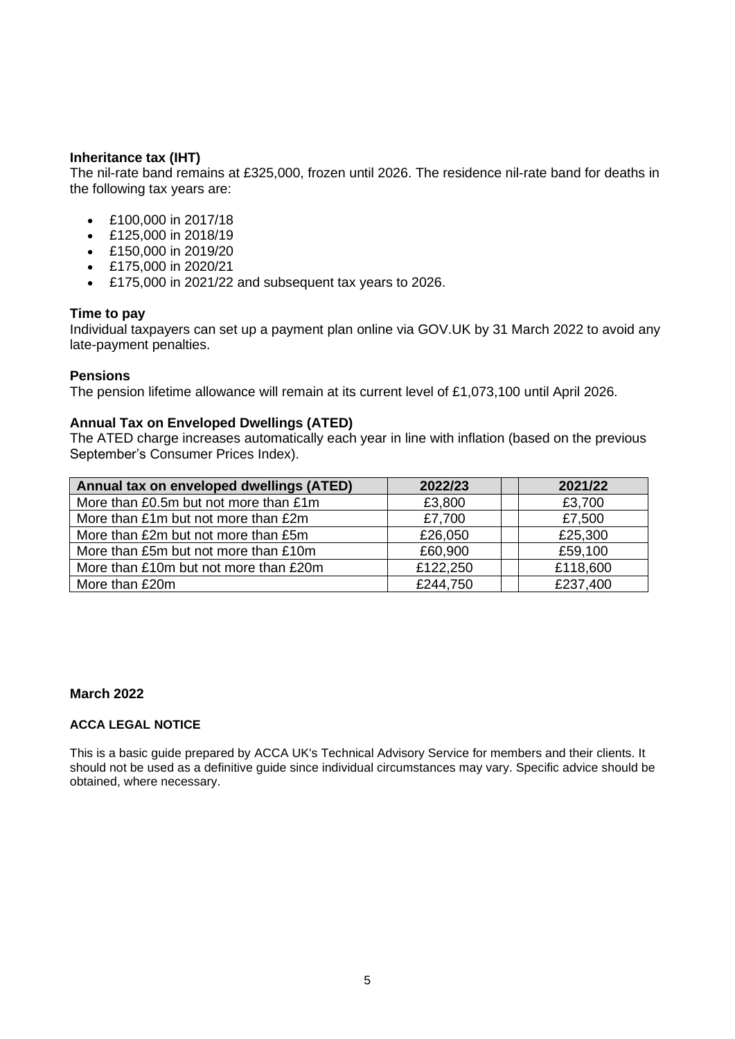**Inheritance tax (IHT)**

The nil-rate band remains at £325,000, frozen until 2026. The residence nil-rate band for deaths in the following tax years are:

- £100,000 in 2017/18
- £125,000 in 2018/19
- £150,000 in 2019/20
- £175,000 in 2020/21
- £175,000 in 2021/22 and subsequent tax years to 2026.

**Time to pay**

Individual taxpayers can set up a payment plan online via GOV.UK by 31 March 2022 to avoid any late-payment penalties.

**Pensions**

The pension lifetime allowance will remain at its current level of £1,073,100 until April 2026.

**Annual Tax on Enveloped Dwellings (ATED)**

The ATED charge increases automatically each year in line with inflation (based on the previous September's Consumer Prices Index).

| Annual tax on enveloped dwellings (ATED) | 2022/23 | | 2021/22 |
|---|---|---|---|
| More than £0.5m but not more than £1m | £3,800 | | £3,700 |
| More than £1m but not more than £2m | £7,700 | | £7,500 |
| More than £2m but not more than £5m | £26,050 | | £25,300 |
| More than £5m but not more than £10m | £60,900 | | £59,100 |
| More than £10m but not more than £20m | £122,250 | | £118,600 |
| More than £20m | £244,750 | | £237,400 |

**March 2022**

**ACCA LEGAL NOTICE**

This is a basic guide prepared by ACCA UK's Technical Advisory Service for members and their clients. It should not be used as a definitive guide since individual circumstances may vary. Specific advice should be obtained, where necessary.